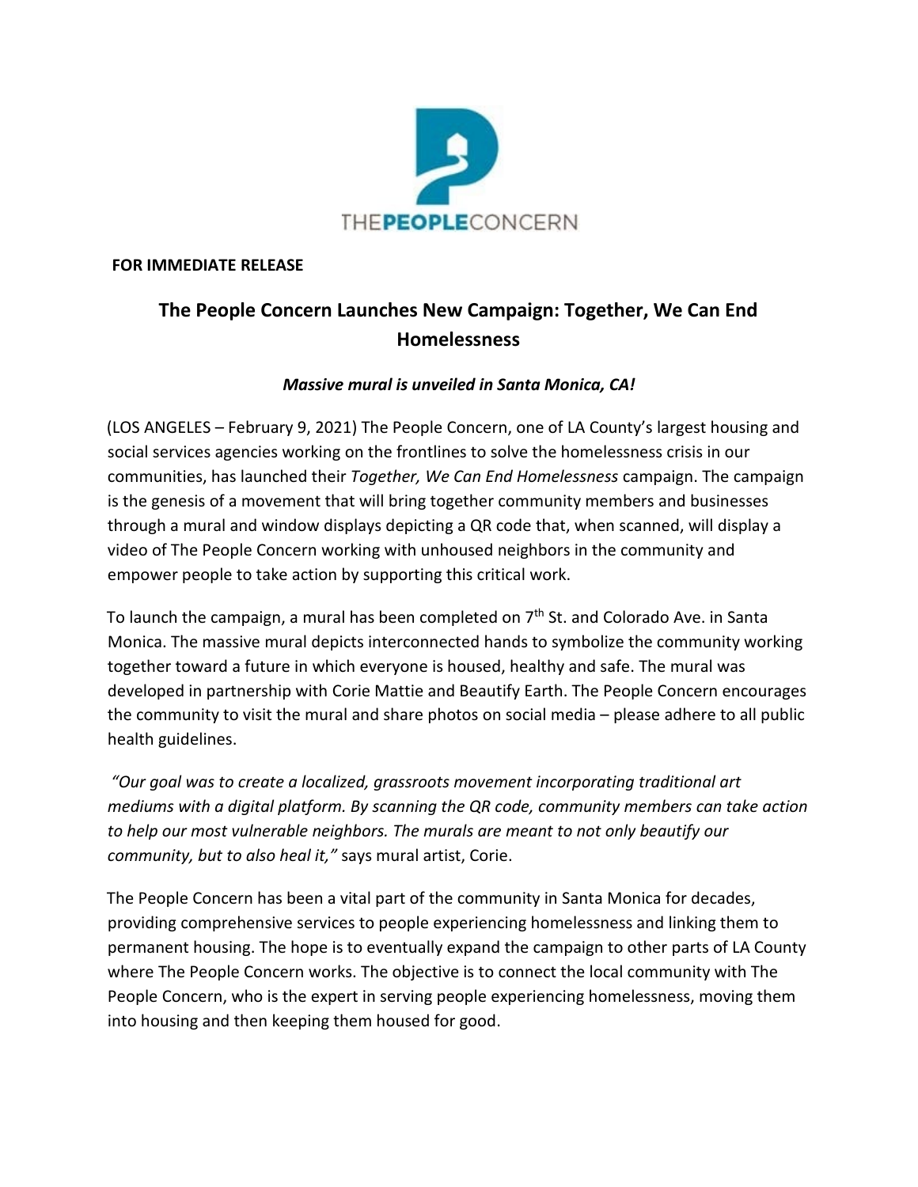THEPEOPLECONCERN

**FOR IMMEDIATE RELEASE**

## The People Concern Launches New Campaign: Together, We Can End Homelessness

***Massive mural is unveiled in Santa Monica, CA!***

(LOS ANGELES – February 9, 2021) The People Concern, one of LA County's largest housing and social services agencies working on the frontlines to solve the homelessness crisis in our communities, has launched their *Together, We Can End Homelessness* campaign. The campaign is the genesis of a movement that will bring together community members and businesses through a mural and window displays depicting a QR code that, when scanned, will display a video of The People Concern working with unhoused neighbors in the community and empower people to take action by supporting this critical work.

To launch the campaign, a mural has been completed on 7th St. and Colorado Ave. in Santa Monica. The massive mural depicts interconnected hands to symbolize the community working together toward a future in which everyone is housed, healthy and safe. The mural was developed in partnership with Corie Mattie and Beautify Earth. The People Concern encourages the community to visit the mural and share photos on social media – please adhere to all public health guidelines.

*"Our goal was to create a localized, grassroots movement incorporating traditional art mediums with a digital platform. By scanning the QR code, community members can take action to help our most vulnerable neighbors. The murals are meant to not only beautify our community, but to also heal it,"* says mural artist, Corie.

The People Concern has been a vital part of the community in Santa Monica for decades, providing comprehensive services to people experiencing homelessness and linking them to permanent housing. The hope is to eventually expand the campaign to other parts of LA County where The People Concern works. The objective is to connect the local community with The People Concern, who is the expert in serving people experiencing homelessness, moving them into housing and then keeping them housed for good.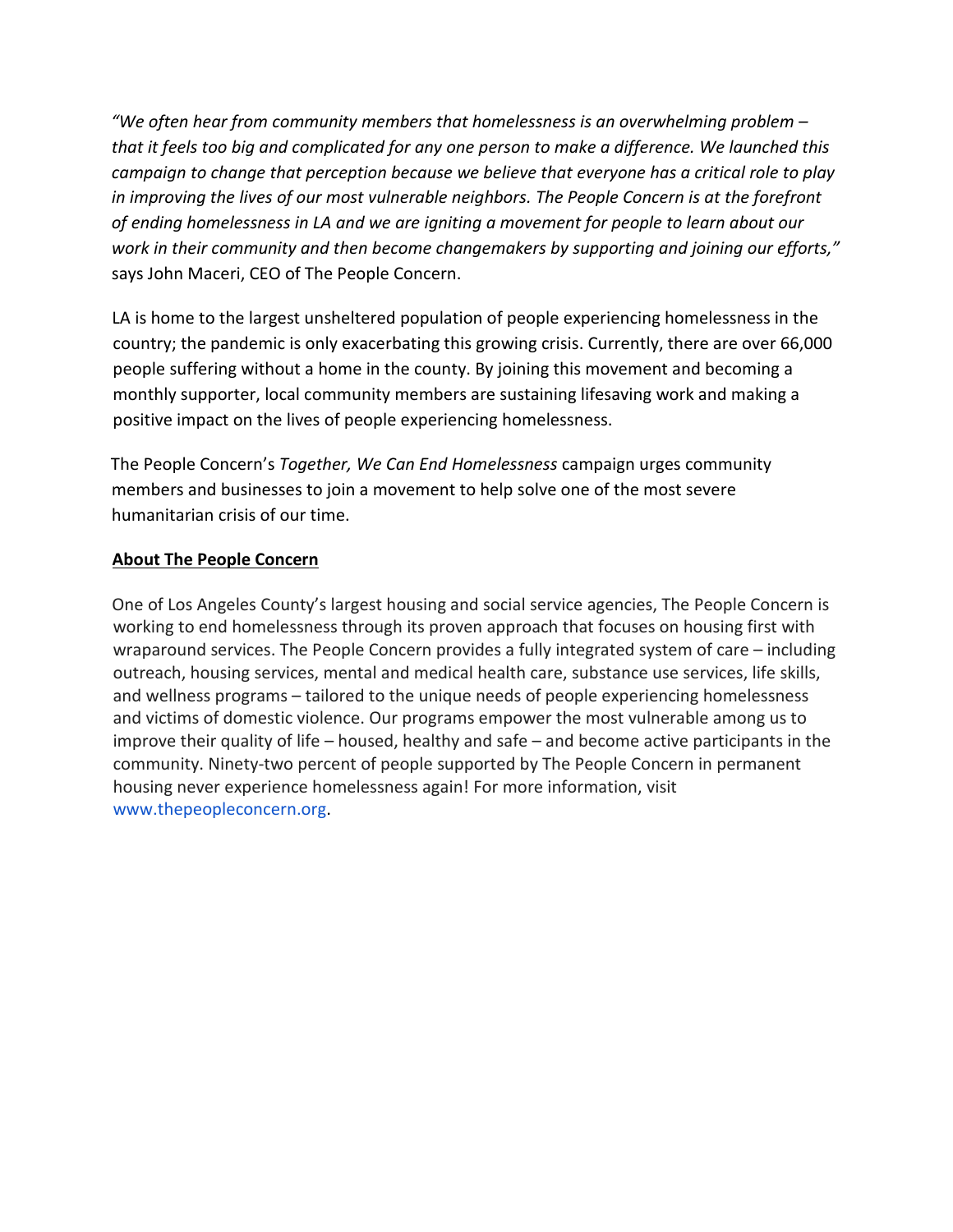*"We often hear from community members that homelessness is an overwhelming problem – that it feels too big and complicated for any one person to make a difference. We launched this campaign to change that perception because we believe that everyone has a critical role to play in improving the lives of our most vulnerable neighbors. The People Concern is at the forefront of ending homelessness in LA and we are igniting a movement for people to learn about our work in their community and then become changemakers by supporting and joining our efforts,"* says John Maceri, CEO of The People Concern.

LA is home to the largest unsheltered population of people experiencing homelessness in the country; the pandemic is only exacerbating this growing crisis. Currently, there are over 66,000 people suffering without a home in the county. By joining this movement and becoming a monthly supporter, local community members are sustaining lifesaving work and making a positive impact on the lives of people experiencing homelessness.

The People Concern's *Together, We Can End Homelessness* campaign urges community members and businesses to join a movement to help solve one of the most severe humanitarian crisis of our time.

**About The People Concern**

One of Los Angeles County's largest housing and social service agencies, The People Concern is working to end homelessness through its proven approach that focuses on housing first with wraparound services. The People Concern provides a fully integrated system of care – including outreach, housing services, mental and medical health care, substance use services, life skills, and wellness programs – tailored to the unique needs of people experiencing homelessness and victims of domestic violence. Our programs empower the most vulnerable among us to improve their quality of life – housed, healthy and safe – and become active participants in the community. Ninety-two percent of people supported by The People Concern in permanent housing never experience homelessness again! For more information, visit www.thepeopleconcern.org.